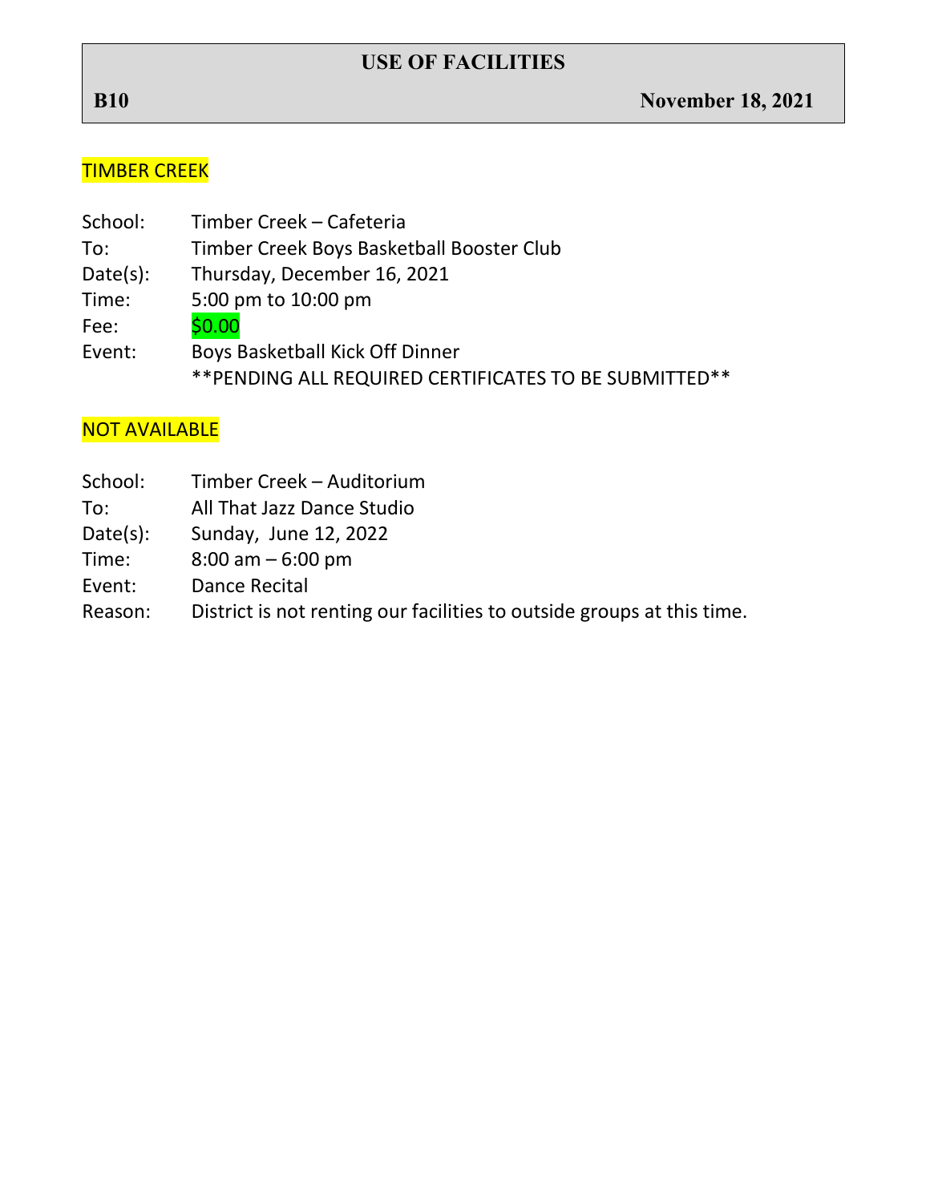# USE OF FACILITIES

**B10** **November 18, 2021**

## TIMBER CREEK

School: Timber Creek – Cafeteria
To: Timber Creek Boys Basketball Booster Club
Date(s): Thursday, December 16, 2021
Time: 5:00 pm to 10:00 pm
Fee: $0.00
Event: Boys Basketball Kick Off Dinner
**PENDING ALL REQUIRED CERTIFICATES TO BE SUBMITTED**

## NOT AVAILABLE

School: Timber Creek – Auditorium
To: All That Jazz Dance Studio
Date(s): Sunday, June 12, 2022
Time: 8:00 am – 6:00 pm
Event: Dance Recital
Reason: District is not renting our facilities to outside groups at this time.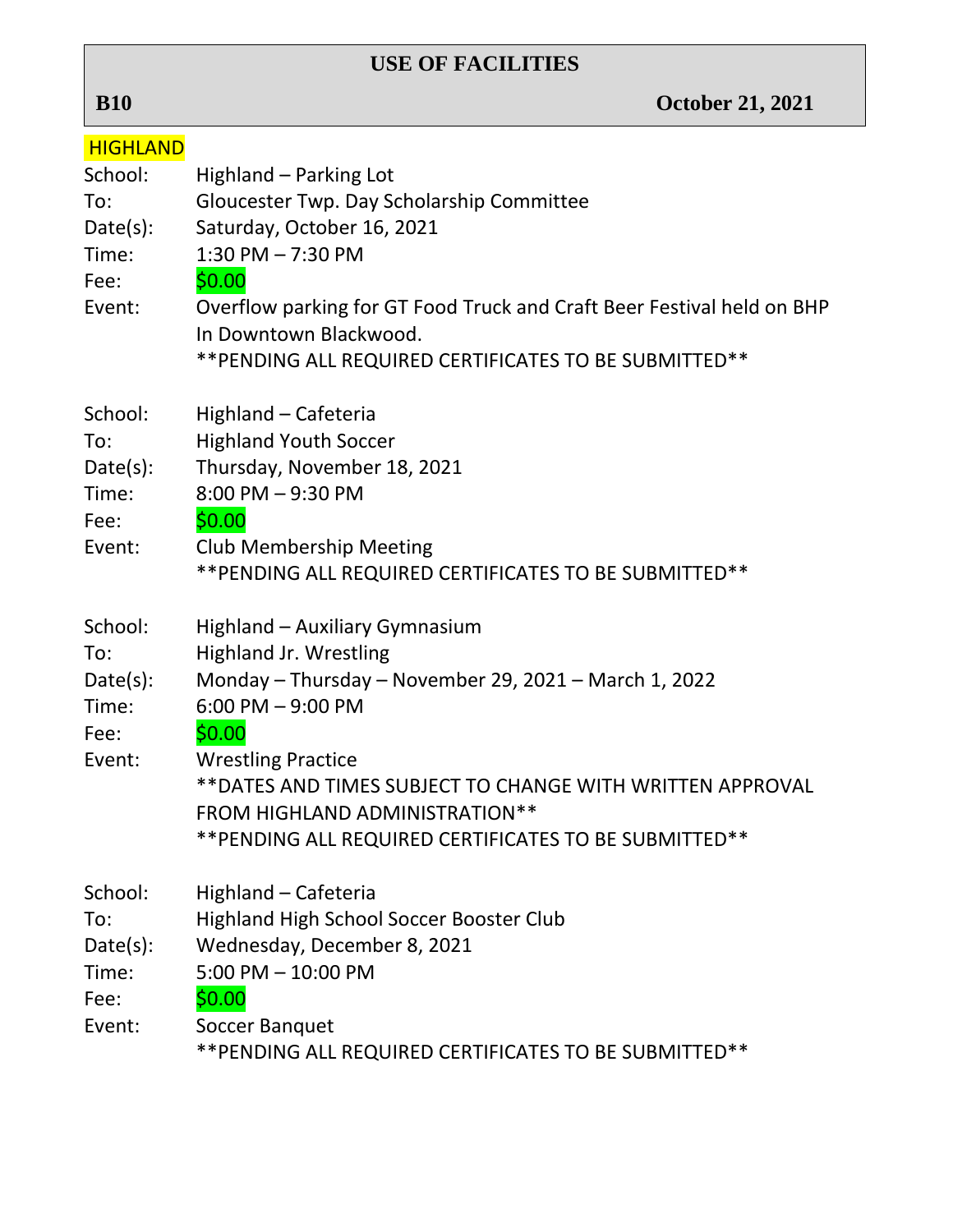# USE OF FACILITIES

**B10** **October 21, 2021**

HIGHLAND

School: Highland – Parking Lot
To: Gloucester Twp. Day Scholarship Committee
Date(s): Saturday, October 16, 2021
Time: 1:30 PM – 7:30 PM
Fee: $0.00
Event: Overflow parking for GT Food Truck and Craft Beer Festival held on BHP In Downtown Blackwood.
**PENDING ALL REQUIRED CERTIFICATES TO BE SUBMITTED**

School: Highland – Cafeteria
To: Highland Youth Soccer
Date(s): Thursday, November 18, 2021
Time: 8:00 PM – 9:30 PM
Fee: $0.00
Event: Club Membership Meeting
**PENDING ALL REQUIRED CERTIFICATES TO BE SUBMITTED**

School: Highland – Auxiliary Gymnasium
To: Highland Jr. Wrestling
Date(s): Monday – Thursday – November 29, 2021 – March 1, 2022
Time: 6:00 PM – 9:00 PM
Fee: $0.00
Event: Wrestling Practice
**DATES AND TIMES SUBJECT TO CHANGE WITH WRITTEN APPROVAL FROM HIGHLAND ADMINISTRATION**
**PENDING ALL REQUIRED CERTIFICATES TO BE SUBMITTED**

School: Highland – Cafeteria
To: Highland High School Soccer Booster Club
Date(s): Wednesday, December 8, 2021
Time: 5:00 PM – 10:00 PM
Fee: $0.00
Event: Soccer Banquet
**PENDING ALL REQUIRED CERTIFICATES TO BE SUBMITTED**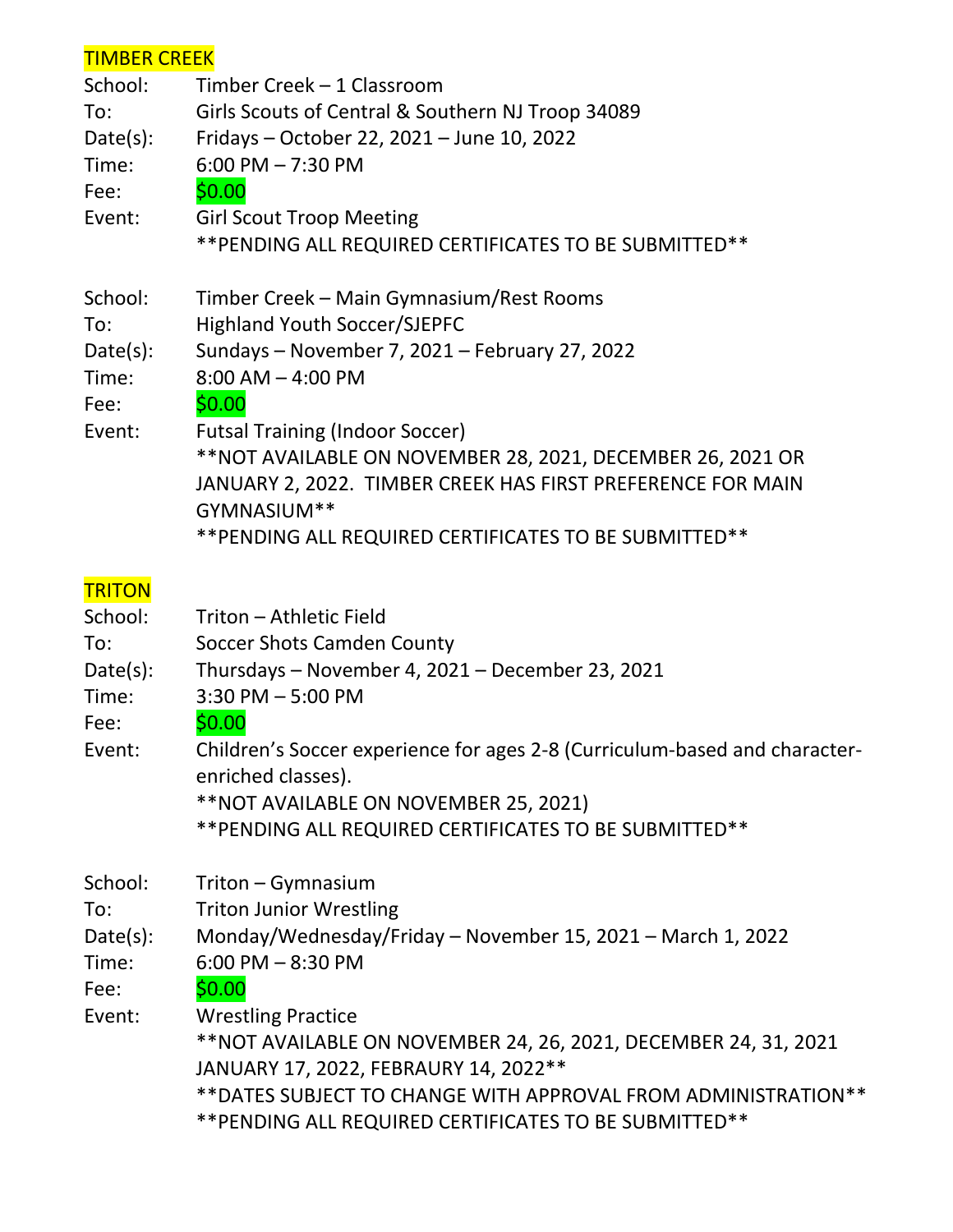## TIMBER CREEK

School: Timber Creek – 1 Classroom
To: Girls Scouts of Central & Southern NJ Troop 34089
Date(s): Fridays – October 22, 2021 – June 10, 2022
Time: 6:00 PM – 7:30 PM
Fee: $0.00
Event: Girl Scout Troop Meeting
**PENDING ALL REQUIRED CERTIFICATES TO BE SUBMITTED**

School: Timber Creek – Main Gymnasium/Rest Rooms
To: Highland Youth Soccer/SJEPFC
Date(s): Sundays – November 7, 2021 – February 27, 2022
Time: 8:00 AM – 4:00 PM
Fee: $0.00
Event: Futsal Training (Indoor Soccer)
**NOT AVAILABLE ON NOVEMBER 28, 2021, DECEMBER 26, 2021 OR JANUARY 2, 2022. TIMBER CREEK HAS FIRST PREFERENCE FOR MAIN GYMNASIUM**
**PENDING ALL REQUIRED CERTIFICATES TO BE SUBMITTED**

## TRITON

School: Triton – Athletic Field
To: Soccer Shots Camden County
Date(s): Thursdays – November 4, 2021 – December 23, 2021
Time: 3:30 PM – 5:00 PM
Fee: $0.00
Event: Children's Soccer experience for ages 2-8 (Curriculum-based and character-enriched classes).
**NOT AVAILABLE ON NOVEMBER 25, 2021)
**PENDING ALL REQUIRED CERTIFICATES TO BE SUBMITTED**

School: Triton – Gymnasium
To: Triton Junior Wrestling
Date(s): Monday/Wednesday/Friday – November 15, 2021 – March 1, 2022
Time: 6:00 PM – 8:30 PM
Fee: $0.00
Event: Wrestling Practice
**NOT AVAILABLE ON NOVEMBER 24, 26, 2021, DECEMBER 24, 31, 2021 JANUARY 17, 2022, FEBRAURY 14, 2022**
**DATES SUBJECT TO CHANGE WITH APPROVAL FROM ADMINISTRATION**
**PENDING ALL REQUIRED CERTIFICATES TO BE SUBMITTED**